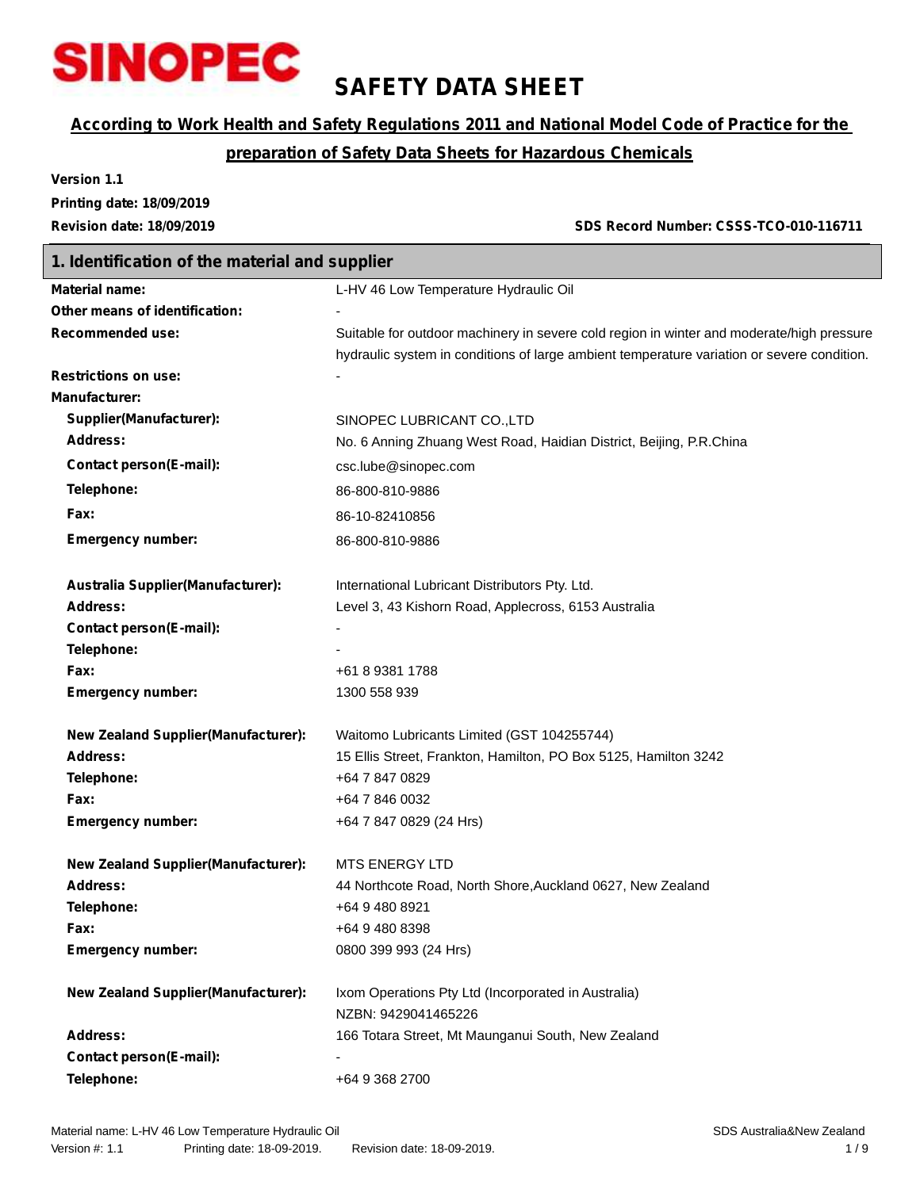SINOPEC

# SAFETY DATA SHEET

**According to Work Health and Safety Regulations 2011 and National Model Code of Practice for the preparation of Safety Data Sheets for Hazardous Chemicals**

**Version 1.1**
**Printing date: 18/09/2019**
**Revision date: 18/09/2019**

**SDS Record Number: CSSS-TCO-010-116711**

## 1. Identification of the material and supplier

| | |
|---|---|
| **Material name:** | L-HV 46 Low Temperature Hydraulic Oil |
| **Other means of identification:** | - |
| **Recommended use:** | Suitable for outdoor machinery in severe cold region in winter and moderate/high pressure hydraulic system in conditions of large ambient temperature variation or severe condition. |
| **Restrictions on use:** | - |
| **Manufacturer:** | |
| **Supplier(Manufacturer):** | SINOPEC LUBRICANT CO.,LTD |
| **Address:** | No. 6 Anning Zhuang West Road, Haidian District, Beijing, P.R.China |
| **Contact person(E-mail):** | csc.lube@sinopec.com |
| **Telephone:** | 86-800-810-9886 |
| **Fax:** | 86-10-82410856 |
| **Emergency number:** | 86-800-810-9886 |
| | |
| **Australia Supplier(Manufacturer):** | International Lubricant Distributors Pty. Ltd. |
| **Address:** | Level 3, 43 Kishorn Road, Applecross, 6153 Australia |
| **Contact person(E-mail):** | - |
| **Telephone:** | - |
| **Fax:** | +61 8 9381 1788 |
| **Emergency number:** | 1300 558 939 |
| | |
| **New Zealand Supplier(Manufacturer):** | Waitomo Lubricants Limited (GST 104255744) |
| **Address:** | 15 Ellis Street, Frankton, Hamilton, PO Box 5125, Hamilton 3242 |
| **Telephone:** | +64 7 847 0829 |
| **Fax:** | +64 7 846 0032 |
| **Emergency number:** | +64 7 847 0829 (24 Hrs) |
| | |
| **New Zealand Supplier(Manufacturer):** | MTS ENERGY LTD |
| **Address:** | 44 Northcote Road, North Shore,Auckland 0627, New Zealand |
| **Telephone:** | +64 9 480 8921 |
| **Fax:** | +64 9 480 8398 |
| **Emergency number:** | 0800 399 993 (24 Hrs) |
| | |
| **New Zealand Supplier(Manufacturer):** | Ixom Operations Pty Ltd (Incorporated in Australia) NZBN: 9429041465226 |
| **Address:** | 166 Totara Street, Mt Maunganui South, New Zealand |
| **Contact person(E-mail):** | - |
| **Telephone:** | +64 9 368 2700 |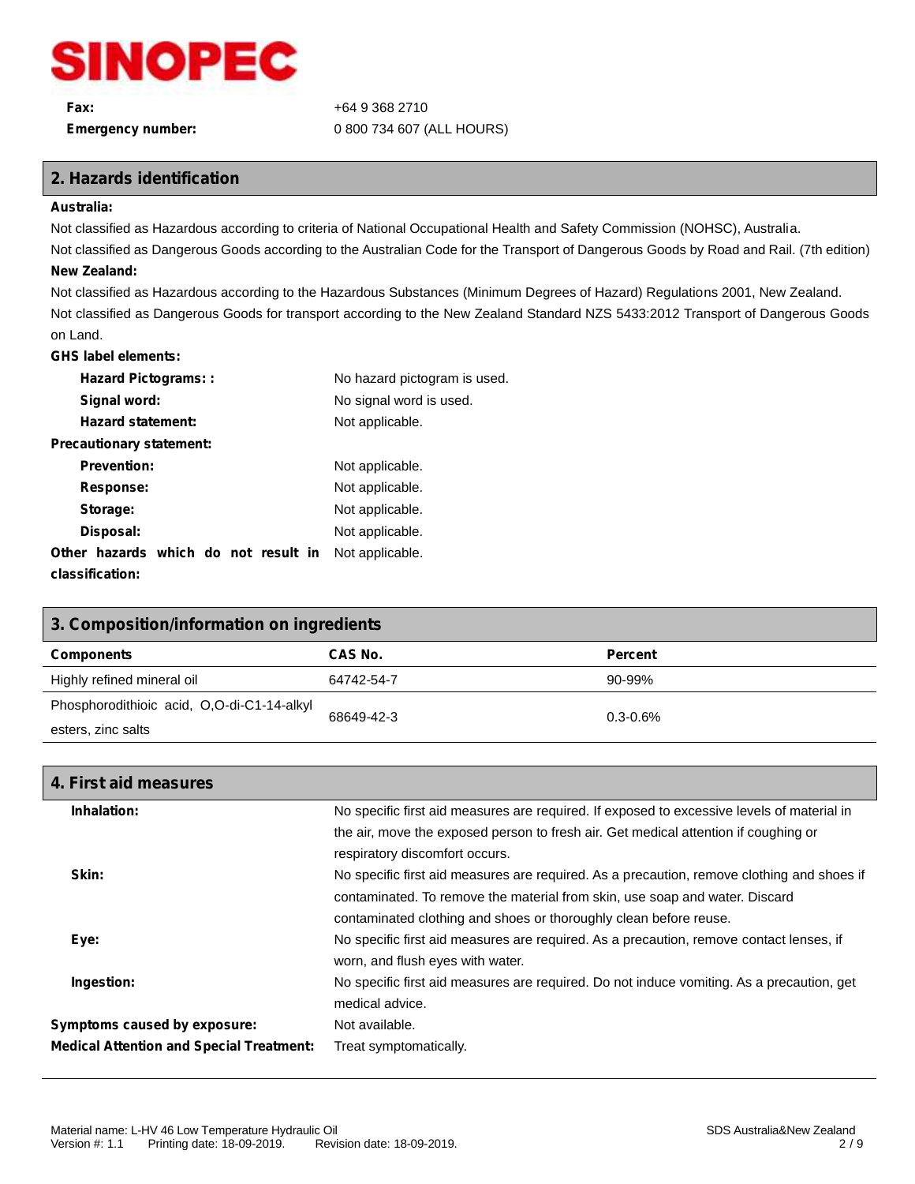**Fax:** +64 9 368 2710

**Emergency number:** 0 800 734 607 (ALL HOURS)

## 2. Hazards identification

**Australia:**

Not classified as Hazardous according to criteria of National Occupational Health and Safety Commission (NOHSC), Australia.

Not classified as Dangerous Goods according to the Australian Code for the Transport of Dangerous Goods by Road and Rail. (7th edition)

**New Zealand:**

Not classified as Hazardous according to the Hazardous Substances (Minimum Degrees of Hazard) Regulations 2001, New Zealand.

Not classified as Dangerous Goods for transport according to the New Zealand Standard NZS 5433:2012 Transport of Dangerous Goods on Land.

**GHS label elements:**

- **Hazard Pictograms: :** No hazard pictogram is used.
- **Signal word:** No signal word is used.
- **Hazard statement:** Not applicable.

**Precautionary statement:**

- **Prevention:** Not applicable.
- **Response:** Not applicable.
- **Storage:** Not applicable.
- **Disposal:** Not applicable.

**Other hazards which do not result in classification:** Not applicable.

## 3. Composition/information on ingredients

| Components | CAS No. | Percent |
| --- | --- | --- |
| Highly refined mineral oil | 64742-54-7 | 90-99% |
| Phosphorodithioic acid, O,O-di-C1-14-alkyl esters, zinc salts | 68649-42-3 | 0.3-0.6% |

## 4. First aid measures

**Inhalation:** No specific first aid measures are required. If exposed to excessive levels of material in the air, move the exposed person to fresh air. Get medical attention if coughing or respiratory discomfort occurs.

**Skin:** No specific first aid measures are required. As a precaution, remove clothing and shoes if contaminated. To remove the material from skin, use soap and water. Discard contaminated clothing and shoes or thoroughly clean before reuse.

**Eye:** No specific first aid measures are required. As a precaution, remove contact lenses, if worn, and flush eyes with water.

**Ingestion:** No specific first aid measures are required. Do not induce vomiting. As a precaution, get medical advice.

**Symptoms caused by exposure:** Not available.

**Medical Attention and Special Treatment:** Treat symptomatically.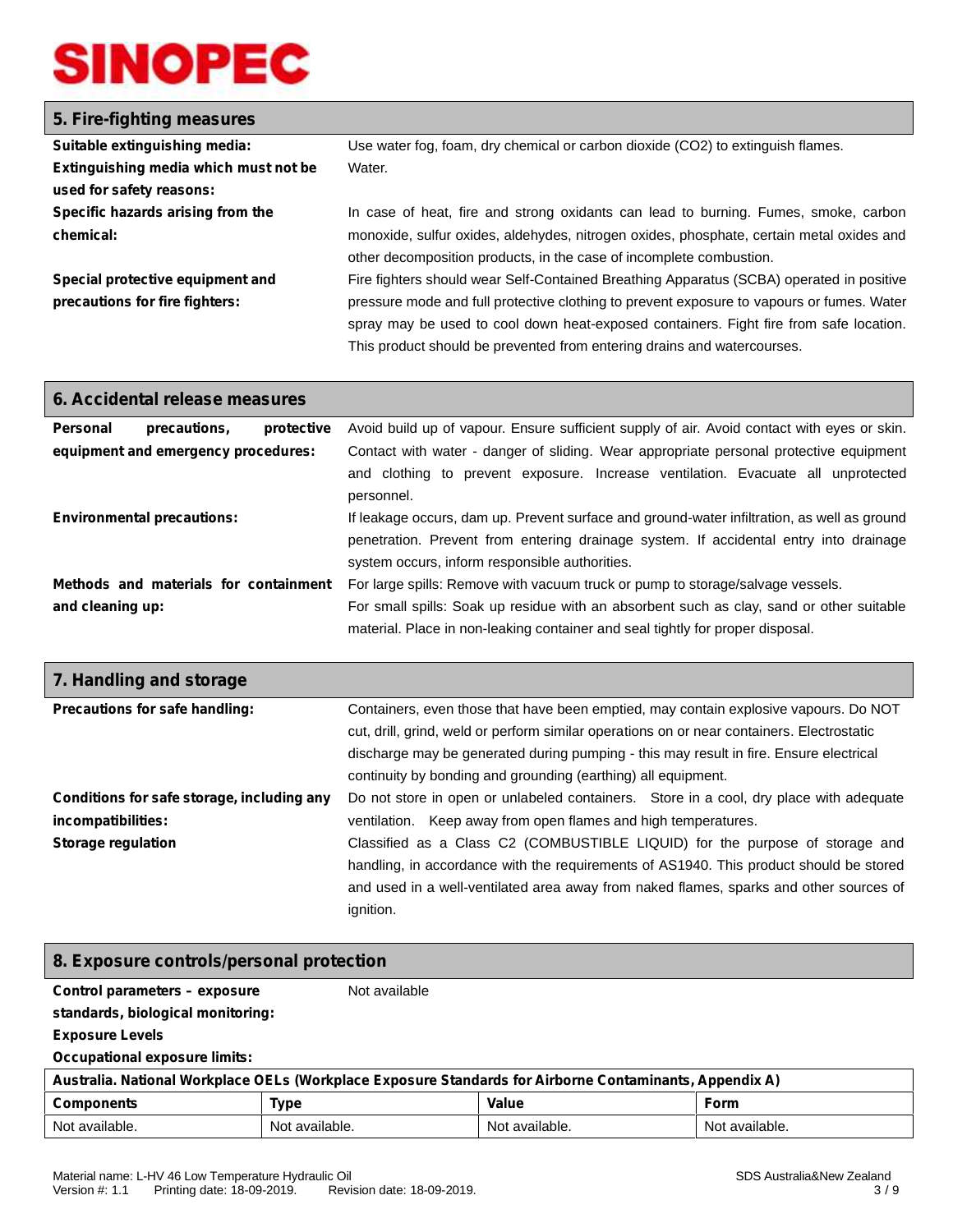## 5. Fire-fighting measures

**Suitable extinguishing media:** Use water fog, foam, dry chemical or carbon dioxide ($CO_2$) to extinguish flames.

**Extinguishing media which must not be used for safety reasons:** Water.

**Specific hazards arising from the chemical:** In case of heat, fire and strong oxidants can lead to burning. Fumes, smoke, carbon monoxide, sulfur oxides, aldehydes, nitrogen oxides, phosphate, certain metal oxides and other decomposition products, in the case of incomplete combustion.

**Special protective equipment and precautions for fire fighters:** Fire fighters should wear Self-Contained Breathing Apparatus (SCBA) operated in positive pressure mode and full protective clothing to prevent exposure to vapours or fumes. Water spray may be used to cool down heat-exposed containers. Fight fire from safe location. This product should be prevented from entering drains and watercourses.

## 6. Accidental release measures

**Personal precautions, protective equipment and emergency procedures:** Avoid build up of vapour. Ensure sufficient supply of air. Avoid contact with eyes or skin. Contact with water - danger of sliding. Wear appropriate personal protective equipment and clothing to prevent exposure. Increase ventilation. Evacuate all unprotected personnel.

**Environmental precautions:** If leakage occurs, dam up. Prevent surface and ground-water infiltration, as well as ground penetration. Prevent from entering drainage system. If accidental entry into drainage system occurs, inform responsible authorities.

**Methods and materials for containment and cleaning up:** For large spills: Remove with vacuum truck or pump to storage/salvage vessels.
For small spills: Soak up residue with an absorbent such as clay, sand or other suitable material. Place in non-leaking container and seal tightly for proper disposal.

## 7. Handling and storage

**Precautions for safe handling:** Containers, even those that have been emptied, may contain explosive vapours. Do NOT cut, drill, grind, weld or perform similar operations on or near containers. Electrostatic discharge may be generated during pumping - this may result in fire. Ensure electrical continuity by bonding and grounding (earthing) all equipment.

**Conditions for safe storage, including any incompatibilities:** Do not store in open or unlabeled containers. Store in a cool, dry place with adequate ventilation. Keep away from open flames and high temperatures.

**Storage regulation** Classified as a Class C2 (COMBUSTIBLE LIQUID) for the purpose of storage and handling, in accordance with the requirements of AS1940. This product should be stored and used in a well-ventilated area away from naked flames, sparks and other sources of ignition.

## 8. Exposure controls/personal protection

**Control parameters – exposure standards, biological monitoring:** Not available

**Exposure Levels**

**Occupational exposure limits:**

| Australia. National Workplace OELs (Workplace Exposure Standards for Airborne Contaminants, Appendix A) | | | |
|---|---|---|---|
| **Components** | **Type** | **Value** | **Form** |
| Not available. | Not available. | Not available. | Not available. |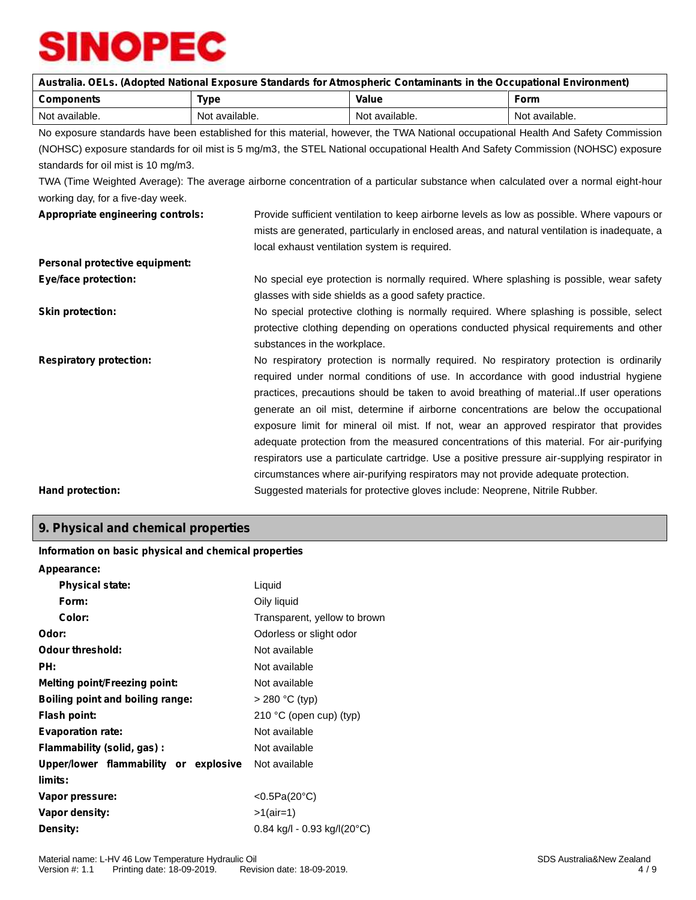| Australia. OELs. (Adopted National Exposure Standards for Atmospheric Contaminants in the Occupational Environment) | | | |
|---|---|---|---|
| **Components** | **Type** | **Value** | **Form** |
| Not available. | Not available. | Not available. | Not available. |

No exposure standards have been established for this material, however, the TWA National occupational Health And Safety Commission (NOHSC) exposure standards for oil mist is 5 mg/m3, the STEL National occupational Health And Safety Commission (NOHSC) exposure standards for oil mist is 10 mg/m3.

TWA (Time Weighted Average): The average airborne concentration of a particular substance when calculated over a normal eight-hour working day, for a five-day week.

**Appropriate engineering controls:** Provide sufficient ventilation to keep airborne levels as low as possible. Where vapours or mists are generated, particularly in enclosed areas, and natural ventilation is inadequate, a local exhaust ventilation system is required.

**Personal protective equipment:**

**Eye/face protection:** No special eye protection is normally required. Where splashing is possible, wear safety glasses with side shields as a good safety practice.

**Skin protection:** No special protective clothing is normally required. Where splashing is possible, select protective clothing depending on operations conducted physical requirements and other substances in the workplace.

**Respiratory protection:** No respiratory protection is normally required. No respiratory protection is ordinarily required under normal conditions of use. In accordance with good industrial hygiene practices, precautions should be taken to avoid breathing of material..If user operations generate an oil mist, determine if airborne concentrations are below the occupational exposure limit for mineral oil mist. If not, wear an approved respirator that provides adequate protection from the measured concentrations of this material. For air-purifying respirators use a particulate cartridge. Use a positive pressure air-supplying respirator in circumstances where air-purifying respirators may not provide adequate protection.

**Hand protection:** Suggested materials for protective gloves include: Neoprene, Nitrile Rubber.

## 9. Physical and chemical properties

**Information on basic physical and chemical properties**

**Appearance:**

- **Physical state:** Liquid
- **Form:** Oily liquid
- **Color:** Transparent, yellow to brown

**Odor:** Odorless or slight odor

**Odour threshold:** Not available

**PH:** Not available

**Melting point/Freezing point:** Not available

**Boiling point and boiling range:** > 280 °C (typ)

**Flash point:** 210 °C (open cup) (typ)

**Evaporation rate:** Not available

**Flammability (solid, gas) :** Not available

**Upper/lower flammability or explosive limits:** Not available

**Vapor pressure:** <0.5Pa(20°C)

**Vapor density:** >1(air=1)

**Density:** 0.84 kg/l - 0.93 kg/l(20°C)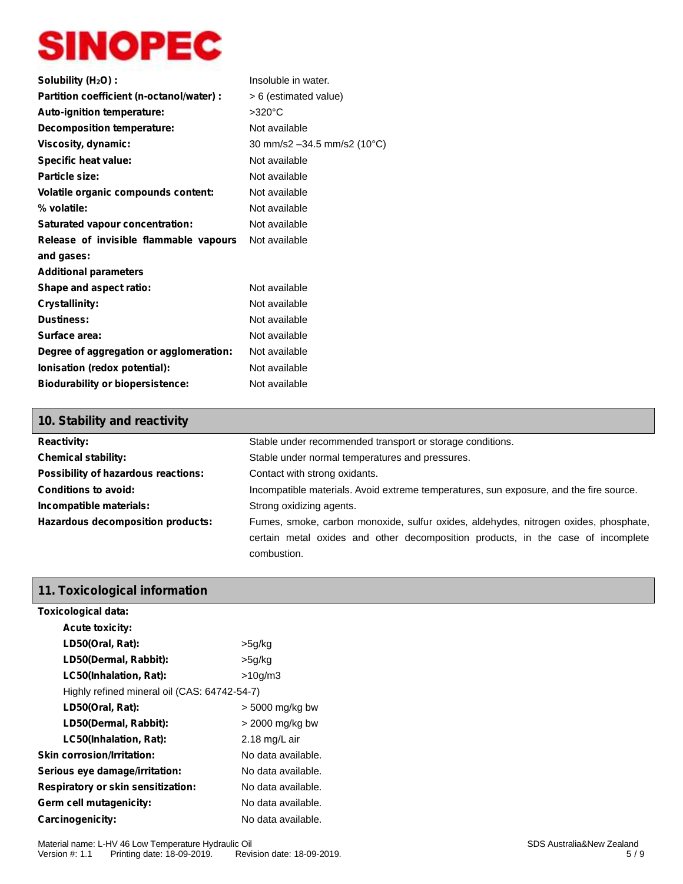| | |
|---|---|
| **Solubility ($H_2O$) :** | Insoluble in water. |
| **Partition coefficient (n-octanol/water) :** | > 6 (estimated value) |
| **Auto-ignition temperature:** | >320°C |
| **Decomposition temperature:** | Not available |
| **Viscosity, dynamic:** | 30 mm/s2 –34.5 mm/s2 (10°C) |
| **Specific heat value:** | Not available |
| **Particle size:** | Not available |
| **Volatile organic compounds content:** | Not available |
| **% volatile:** | Not available |
| **Saturated vapour concentration:** | Not available |
| **Release of invisible flammable vapours and gases:** | Not available |
| **Additional parameters** | |
| **Shape and aspect ratio:** | Not available |
| **Crystallinity:** | Not available |
| **Dustiness:** | Not available |
| **Surface area:** | Not available |
| **Degree of aggregation or agglomeration:** | Not available |
| **Ionisation (redox potential):** | Not available |
| **Biodurability or biopersistence:** | Not available |

## 10. Stability and reactivity

| | |
|---|---|
| **Reactivity:** | Stable under recommended transport or storage conditions. |
| **Chemical stability:** | Stable under normal temperatures and pressures. |
| **Possibility of hazardous reactions:** | Contact with strong oxidants. |
| **Conditions to avoid:** | Incompatible materials. Avoid extreme temperatures, sun exposure, and the fire source. |
| **Incompatible materials:** | Strong oxidizing agents. |
| **Hazardous decomposition products:** | Fumes, smoke, carbon monoxide, sulfur oxides, aldehydes, nitrogen oxides, phosphate, certain metal oxides and other decomposition products, in the case of incomplete combustion. |

## 11. Toxicological information

**Toxicological data:**

**Acute toxicity:**

| | |
|---|---|
| **LD50(Oral, Rat):** | >5g/kg |
| **LD50(Dermal, Rabbit):** | >5g/kg |
| **LC50(Inhalation, Rat):** | >10g/m3 |

Highly refined mineral oil (CAS: 64742-54-7)

| | |
|---|---|
| **LD50(Oral, Rat):** | > 5000 mg/kg bw |
| **LD50(Dermal, Rabbit):** | > 2000 mg/kg bw |
| **LC50(Inhalation, Rat):** | 2.18 mg/L air |

| | |
|---|---|
| **Skin corrosion/Irritation:** | No data available. |
| **Serious eye damage/irritation:** | No data available. |
| **Respiratory or skin sensitization:** | No data available. |
| **Germ cell mutagenicity:** | No data available. |
| **Carcinogenicity:** | No data available. |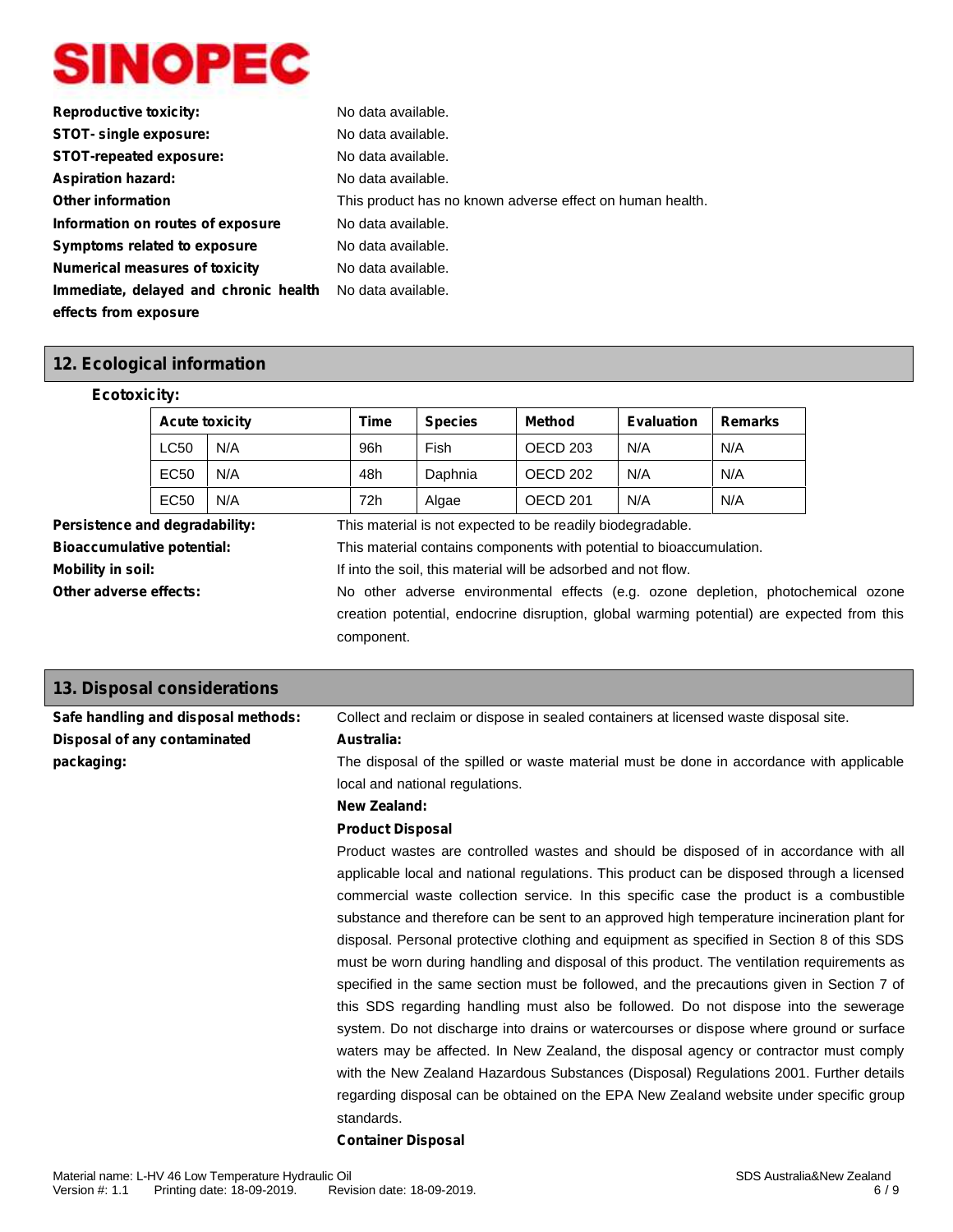**Reproductive toxicity:** No data available.

**STOT- single exposure:** No data available.

**STOT-repeated exposure:** No data available.

**Aspiration hazard:** No data available.

**Other information** This product has no known adverse effect on human health.

**Information on routes of exposure** No data available.

**Symptoms related to exposure** No data available.

**Numerical measures of toxicity** No data available.

**Immediate, delayed and chronic health effects from exposure** No data available.

## 12. Ecological information

**Ecotoxicity:**

| Acute toxicity | | Time | Species | Method | Evaluation | Remarks |
|---|---|---|---|---|---|---|
| LC50 | N/A | 96h | Fish | OECD 203 | N/A | N/A |
| EC50 | N/A | 48h | Daphnia | OECD 202 | N/A | N/A |
| EC50 | N/A | 72h | Algae | OECD 201 | N/A | N/A |

**Persistence and degradability:** This material is not expected to be readily biodegradable.

**Bioaccumulative potential:** This material contains components with potential to bioaccumulation.

**Mobility in soil:** If into the soil, this material will be adsorbed and not flow.

**Other adverse effects:** No other adverse environmental effects (e.g. ozone depletion, photochemical ozone creation potential, endocrine disruption, global warming potential) are expected from this component.

## 13. Disposal considerations

**Safe handling and disposal methods:** Collect and reclaim or dispose in sealed containers at licensed waste disposal site.

**Disposal of any contaminated packaging:**

**Australia:**

The disposal of the spilled or waste material must be done in accordance with applicable local and national regulations.

**New Zealand:**

**Product Disposal**

Product wastes are controlled wastes and should be disposed of in accordance with all applicable local and national regulations. This product can be disposed through a licensed commercial waste collection service. In this specific case the product is a combustible substance and therefore can be sent to an approved high temperature incineration plant for disposal. Personal protective clothing and equipment as specified in Section 8 of this SDS must be worn during handling and disposal of this product. The ventilation requirements as specified in the same section must be followed, and the precautions given in Section 7 of this SDS regarding handling must also be followed. Do not dispose into the sewerage system. Do not discharge into drains or watercourses or dispose where ground or surface waters may be affected. In New Zealand, the disposal agency or contractor must comply with the New Zealand Hazardous Substances (Disposal) Regulations 2001. Further details regarding disposal can be obtained on the EPA New Zealand website under specific group standards.

**Container Disposal**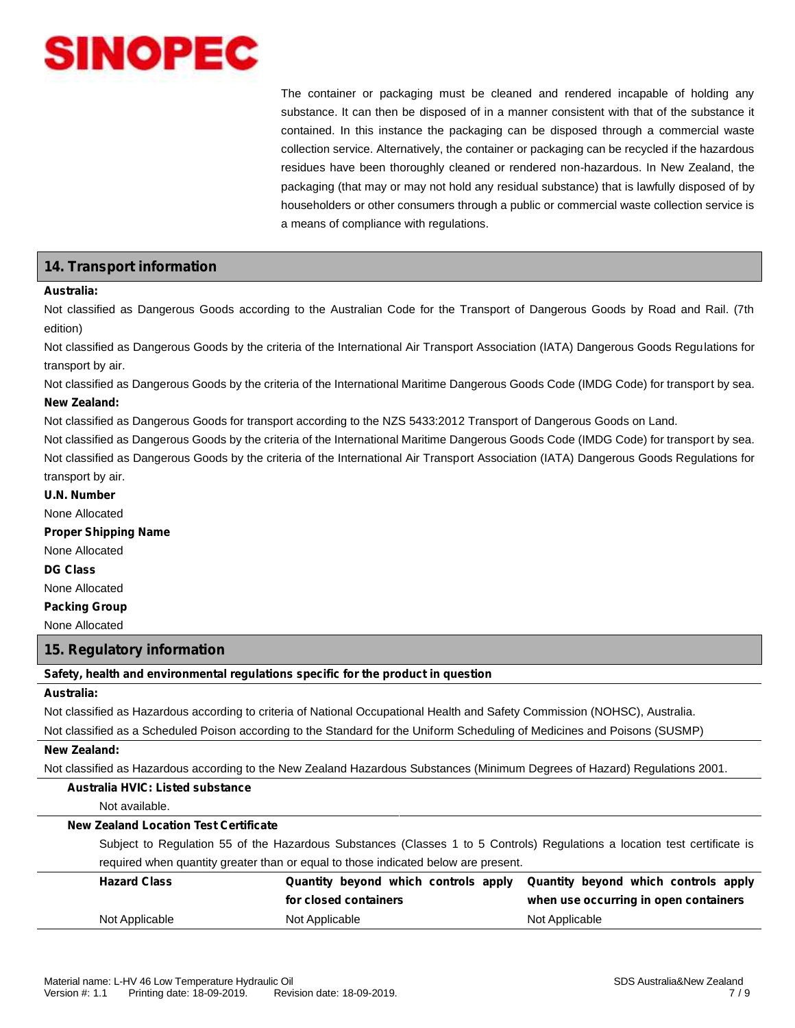The container or packaging must be cleaned and rendered incapable of holding any substance. It can then be disposed of in a manner consistent with that of the substance it contained. In this instance the packaging can be disposed through a commercial waste collection service. Alternatively, the container or packaging can be recycled if the hazardous residues have been thoroughly cleaned or rendered non-hazardous. In New Zealand, the packaging (that may or may not hold any residual substance) that is lawfully disposed of by householders or other consumers through a public or commercial waste collection service is a means of compliance with regulations.

## 14. Transport information

**Australia:**

Not classified as Dangerous Goods according to the Australian Code for the Transport of Dangerous Goods by Road and Rail. (7th edition)

Not classified as Dangerous Goods by the criteria of the International Air Transport Association (IATA) Dangerous Goods Regulations for transport by air.

Not classified as Dangerous Goods by the criteria of the International Maritime Dangerous Goods Code (IMDG Code) for transport by sea.

**New Zealand:**

Not classified as Dangerous Goods for transport according to the NZS 5433:2012 Transport of Dangerous Goods on Land.

Not classified as Dangerous Goods by the criteria of the International Maritime Dangerous Goods Code (IMDG Code) for transport by sea.

Not classified as Dangerous Goods by the criteria of the International Air Transport Association (IATA) Dangerous Goods Regulations for transport by air.

**U.N. Number**

None Allocated

**Proper Shipping Name**

None Allocated

**DG Class**

None Allocated

**Packing Group**

None Allocated

## 15. Regulatory information

**Safety, health and environmental regulations specific for the product in question**

**Australia:**

Not classified as Hazardous according to criteria of National Occupational Health and Safety Commission (NOHSC), Australia.

Not classified as a Scheduled Poison according to the Standard for the Uniform Scheduling of Medicines and Poisons (SUSMP)

**New Zealand:**

Not classified as Hazardous according to the New Zealand Hazardous Substances (Minimum Degrees of Hazard) Regulations 2001.

**Australia HVIC: Listed substance**

Not available.

**New Zealand Location Test Certificate**

Subject to Regulation 55 of the Hazardous Substances (Classes 1 to 5 Controls) Regulations a location test certificate is required when quantity greater than or equal to those indicated below are present.

| Hazard Class | Quantity beyond which controls apply for closed containers | Quantity beyond which controls apply when use occurring in open containers |
|---|---|---|
| Not Applicable | Not Applicable | Not Applicable |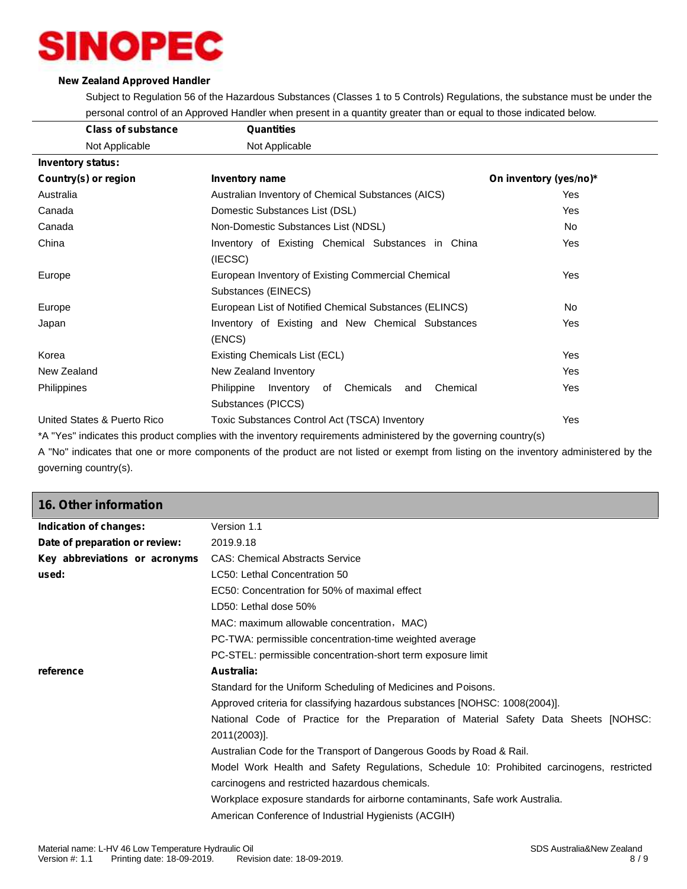**New Zealand Approved Handler**

Subject to Regulation 56 of the Hazardous Substances (Classes 1 to 5 Controls) Regulations, the substance must be under the personal control of an Approved Handler when present in a quantity greater than or equal to those indicated below.

| Class of substance | Quantities |
|---|---|
| Not Applicable | Not Applicable |

**Inventory status:**

| Country(s) or region | Inventory name | On inventory (yes/no)* |
|---|---|---|
| Australia | Australian Inventory of Chemical Substances (AICS) | Yes |
| Canada | Domestic Substances List (DSL) | Yes |
| Canada | Non-Domestic Substances List (NDSL) | No |
| China | Inventory of Existing Chemical Substances in China (IECSC) | Yes |
| Europe | European Inventory of Existing Commercial Chemical Substances (EINECS) | Yes |
| Europe | European List of Notified Chemical Substances (ELINCS) | No |
| Japan | Inventory of Existing and New Chemical Substances (ENCS) | Yes |
| Korea | Existing Chemicals List (ECL) | Yes |
| New Zealand | New Zealand Inventory | Yes |
| Philippines | Philippine Inventory of Chemicals and Chemical Substances (PICCS) | Yes |
| United States & Puerto Rico | Toxic Substances Control Act (TSCA) Inventory | Yes |

*A "Yes" indicates this product complies with the inventory requirements administered by the governing country(s)

A "No" indicates that one or more components of the product are not listed or exempt from listing on the inventory administered by the governing country(s).

## 16. Other information

**Indication of changes:** Version 1.1

**Date of preparation or review:** 2019.9.18

**Key abbreviations or acronyms used:**

CAS: Chemical Abstracts Service
LC50: Lethal Concentration 50
EC50: Concentration for 50% of maximal effect
LD50: Lethal dose 50%
MAC: maximum allowable concentration，MAC)
PC-TWA: permissible concentration-time weighted average
PC-STEL: permissible concentration-short term exposure limit

**reference**

**Australia:**

Standard for the Uniform Scheduling of Medicines and Poisons.
Approved criteria for classifying hazardous substances [NOHSC: 1008(2004)].
National Code of Practice for the Preparation of Material Safety Data Sheets [NOHSC: 2011(2003)].
Australian Code for the Transport of Dangerous Goods by Road & Rail.
Model Work Health and Safety Regulations, Schedule 10: Prohibited carcinogens, restricted carcinogens and restricted hazardous chemicals.
Workplace exposure standards for airborne contaminants, Safe work Australia.
American Conference of Industrial Hygienists (ACGIH)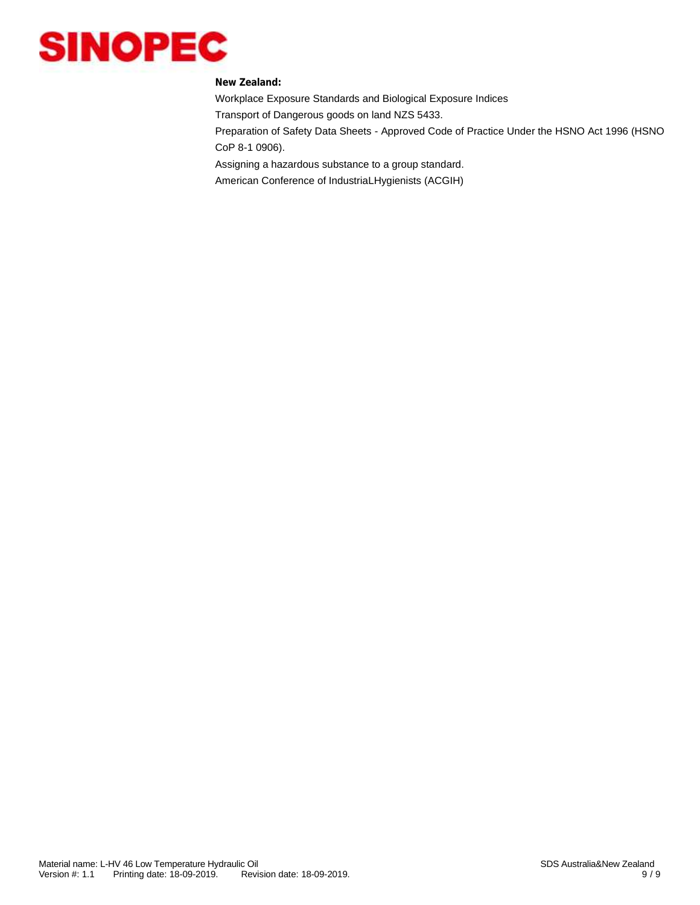**New Zealand:**

Workplace Exposure Standards and Biological Exposure Indices

Transport of Dangerous goods on land NZS 5433.

Preparation of Safety Data Sheets - Approved Code of Practice Under the HSNO Act 1996 (HSNO CoP 8-1 0906).

Assigning a hazardous substance to a group standard.

American Conference of IndustriaLHygienists (ACGIH)